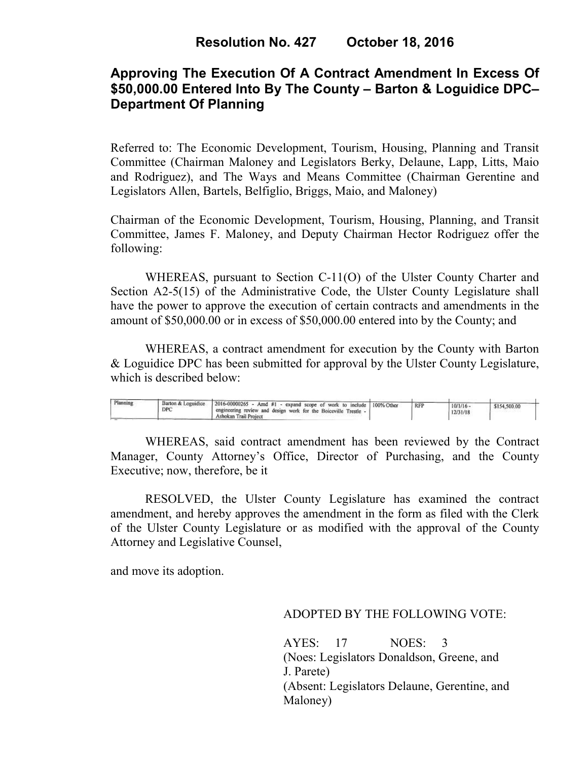# Resolution No. 427 October 18, 2016

## Approving The Execution Of A Contract Amendment In Excess Of $50,000.00 Entered Into By The County – Barton & Loguidice DPC– Department Of Planning

Referred to: The Economic Development, Tourism, Housing, Planning and Transit Committee (Chairman Maloney and Legislators Berky, Delaune, Lapp, Litts, Maio and Rodriguez), and The Ways and Means Committee (Chairman Gerentine and Legislators Allen, Bartels, Belfiglio, Briggs, Maio, and Maloney)

Chairman of the Economic Development, Tourism, Housing, Planning, and Transit Committee, James F. Maloney, and Deputy Chairman Hector Rodriguez offer the following:

WHEREAS, pursuant to Section C-11(O) of the Ulster County Charter and Section A2-5(15) of the Administrative Code, the Ulster County Legislature shall have the power to approve the execution of certain contracts and amendments in the amount of $50,000.00 or in excess of $50,000.00 entered into by the County; and

WHEREAS, a contract amendment for execution by the County with Barton & Loguidice DPC has been submitted for approval by the Ulster County Legislature, which is described below:

| | | | | | | |
|---|---|---|---|---|---|---|
| Planning | Barton & Loguidice DPC | 2016-00000265 - Amd #1 - expand scope of work to include engineering review and design work for the Boiceville Trestle - Ashokan Trail Project | 100% Other | RFP | 10/1/16 - 12/31/18 | $154,500.00 |

WHEREAS, said contract amendment has been reviewed by the Contract Manager, County Attorney's Office, Director of Purchasing, and the County Executive; now, therefore, be it

RESOLVED, the Ulster County Legislature has examined the contract amendment, and hereby approves the amendment in the form as filed with the Clerk of the Ulster County Legislature or as modified with the approval of the County Attorney and Legislative Counsel,

and move its adoption.

ADOPTED BY THE FOLLOWING VOTE:

AYES: 17 NOES: 3
(Noes: Legislators Donaldson, Greene, and J. Parete)
(Absent: Legislators Delaune, Gerentine, and Maloney)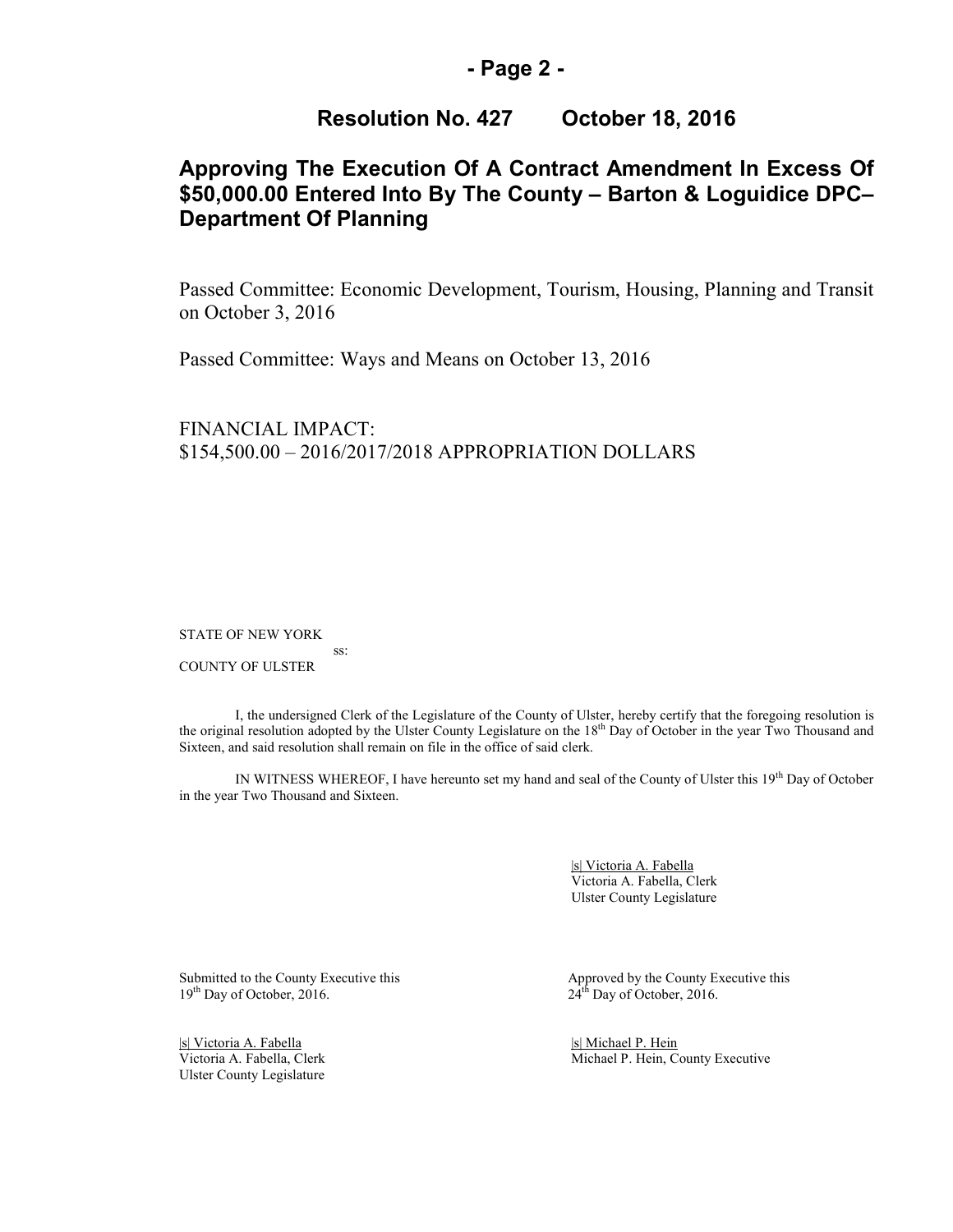## Resolution No. 427 October 18, 2016

## Approving The Execution Of A Contract Amendment In Excess Of $50,000.00 Entered Into By The County – Barton & Loguidice DPC– Department Of Planning

Passed Committee: Economic Development, Tourism, Housing, Planning and Transit on October 3, 2016

Passed Committee: Ways and Means on October 13, 2016

FINANCIAL IMPACT:
$154,500.00 – 2016/2017/2018 APPROPRIATION DOLLARS

STATE OF NEW YORK
ss:
COUNTY OF ULSTER

I, the undersigned Clerk of the Legislature of the County of Ulster, hereby certify that the foregoing resolution is the original resolution adopted by the Ulster County Legislature on the 18th Day of October in the year Two Thousand and Sixteen, and said resolution shall remain on file in the office of said clerk.

IN WITNESS WHEREOF, I have hereunto set my hand and seal of the County of Ulster this 19th Day of October in the year Two Thousand and Sixteen.

|s| Victoria A. Fabella
Victoria A. Fabella, Clerk
Ulster County Legislature

Submitted to the County Executive this 19th Day of October, 2016.

|s| Victoria A. Fabella
Victoria A. Fabella, Clerk
Ulster County Legislature

Approved by the County Executive this 24th Day of October, 2016.

|s| Michael P. Hein
Michael P. Hein, County Executive